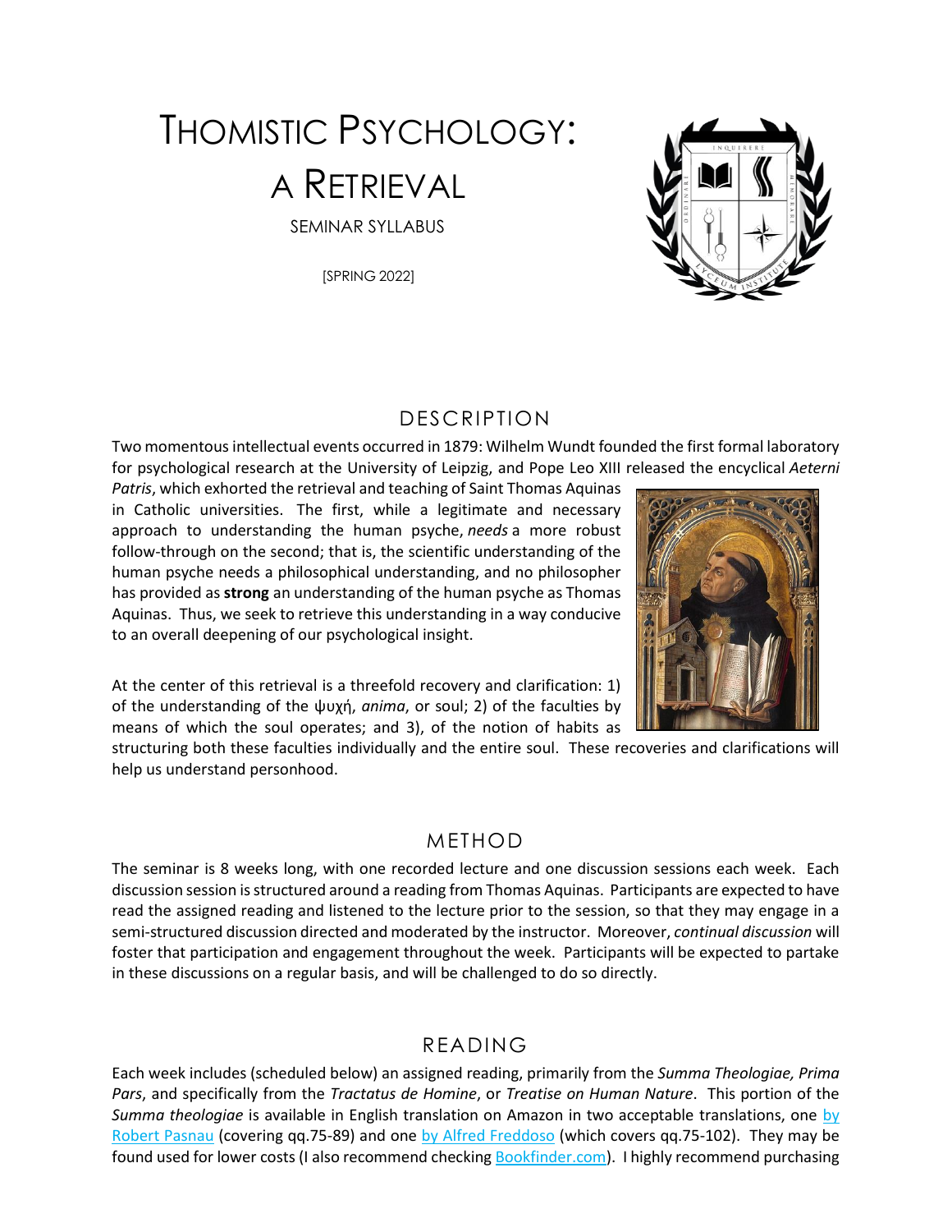# THOMISTIC PSYCHOLOGY: A RETRIEVAL

SEMINAR SYLLABUS

[SPRING 2022]

## DESCRIPTION

Two momentous intellectual events occurred in 1879: Wilhelm Wundt founded the first formal laboratory for psychological research at the University of Leipzig, and Pope Leo XIII released the encyclical *Aeterni Patris*, which exhorted the retrieval and teaching of Saint Thomas Aquinas in Catholic universities. The first, while a legitimate and necessary approach to understanding the human psyche, *needs* a more robust follow-through on the second; that is, the scientific understanding of the human psyche needs a philosophical understanding, and no philosopher has provided as **strong** an understanding of the human psyche as Thomas Aquinas. Thus, we seek to retrieve this understanding in a way conducive to an overall deepening of our psychological insight.

At the center of this retrieval is a threefold recovery and clarification: 1) of the understanding of the ψυχή, *anima*, or soul; 2) of the faculties by means of which the soul operates; and 3), of the notion of habits as structuring both these faculties individually and the entire soul. These recoveries and clarifications will help us understand personhood.

## METHOD

The seminar is 8 weeks long, with one recorded lecture and one discussion sessions each week. Each discussion session is structured around a reading from Thomas Aquinas. Participants are expected to have read the assigned reading and listened to the lecture prior to the session, so that they may engage in a semi-structured discussion directed and moderated by the instructor. Moreover, *continual discussion* will foster that participation and engagement throughout the week. Participants will be expected to partake in these discussions on a regular basis, and will be challenged to do so directly.

## READING

Each week includes (scheduled below) an assigned reading, primarily from the *Summa Theologiae, Prima Pars*, and specifically from the *Tractatus de Homine*, or *Treatise on Human Nature*. This portion of the *Summa theologiae* is available in English translation on Amazon in two acceptable translations, one by Robert Pasnau (covering qq.75-89) and one by Alfred Freddoso (which covers qq.75-102). They may be found used for lower costs (I also recommend checking Bookfinder.com). I highly recommend purchasing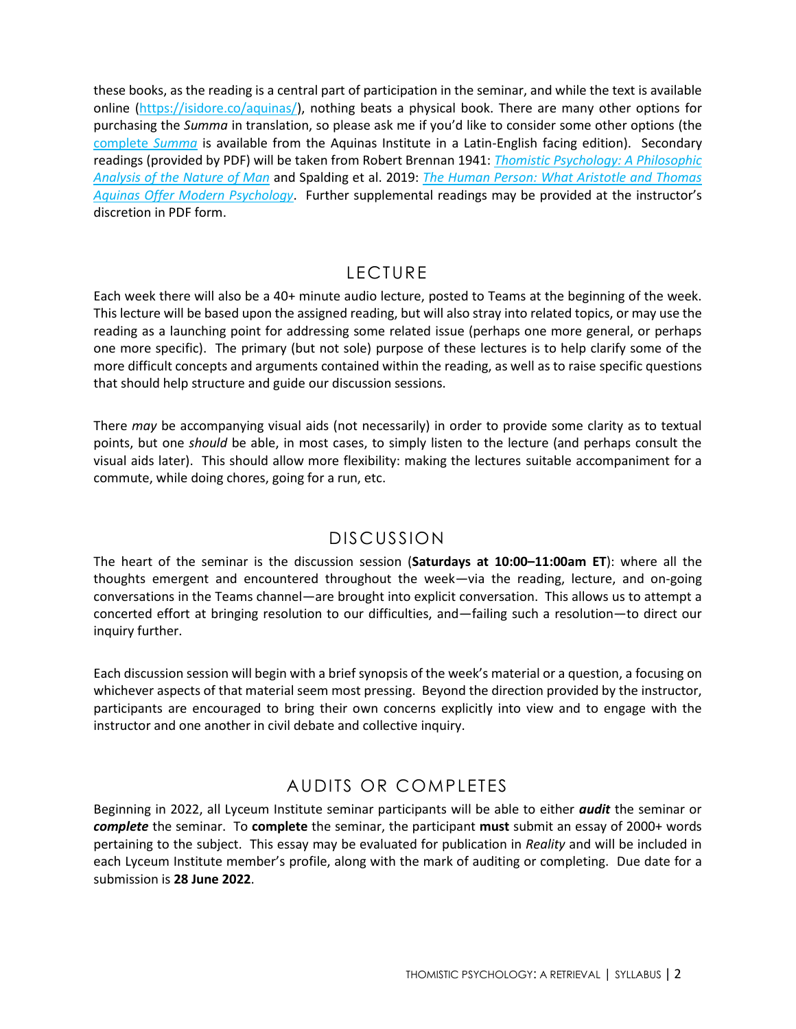these books, as the reading is a central part of participation in the seminar, and while the text is available online ([https://isidore.co/aquinas/](https://isidore.co/aquinas/)), nothing beats a physical book. There are many other options for purchasing the *Summa* in translation, so please ask me if you'd like to consider some other options (the [complete *Summa*](#) is available from the Aquinas Institute in a Latin-English facing edition). Secondary readings (provided by PDF) will be taken from Robert Brennan 1941: [*Thomistic Psychology: A Philosophic Analysis of the Nature of Man*](#) and Spalding et al. 2019: [*The Human Person: What Aristotle and Thomas Aquinas Offer Modern Psychology*](#). Further supplemental readings may be provided at the instructor's discretion in PDF form.

## LECTURE

Each week there will also be a 40+ minute audio lecture, posted to Teams at the beginning of the week. This lecture will be based upon the assigned reading, but will also stray into related topics, or may use the reading as a launching point for addressing some related issue (perhaps one more general, or perhaps one more specific). The primary (but not sole) purpose of these lectures is to help clarify some of the more difficult concepts and arguments contained within the reading, as well as to raise specific questions that should help structure and guide our discussion sessions.

There *may* be accompanying visual aids (not necessarily) in order to provide some clarity as to textual points, but one *should* be able, in most cases, to simply listen to the lecture (and perhaps consult the visual aids later). This should allow more flexibility: making the lectures suitable accompaniment for a commute, while doing chores, going for a run, etc.

## DISCUSSION

The heart of the seminar is the discussion session (**Saturdays at 10:00–11:00am ET**): where all the thoughts emergent and encountered throughout the week—via the reading, lecture, and on-going conversations in the Teams channel—are brought into explicit conversation. This allows us to attempt a concerted effort at bringing resolution to our difficulties, and—failing such a resolution—to direct our inquiry further.

Each discussion session will begin with a brief synopsis of the week's material or a question, a focusing on whichever aspects of that material seem most pressing. Beyond the direction provided by the instructor, participants are encouraged to bring their own concerns explicitly into view and to engage with the instructor and one another in civil debate and collective inquiry.

## AUDITS OR COMPLETES

Beginning in 2022, all Lyceum Institute seminar participants will be able to either ***audit*** the seminar or ***complete*** the seminar. To **complete** the seminar, the participant **must** submit an essay of 2000+ words pertaining to the subject. This essay may be evaluated for publication in *Reality* and will be included in each Lyceum Institute member's profile, along with the mark of auditing or completing. Due date for a submission is **28 June 2022**.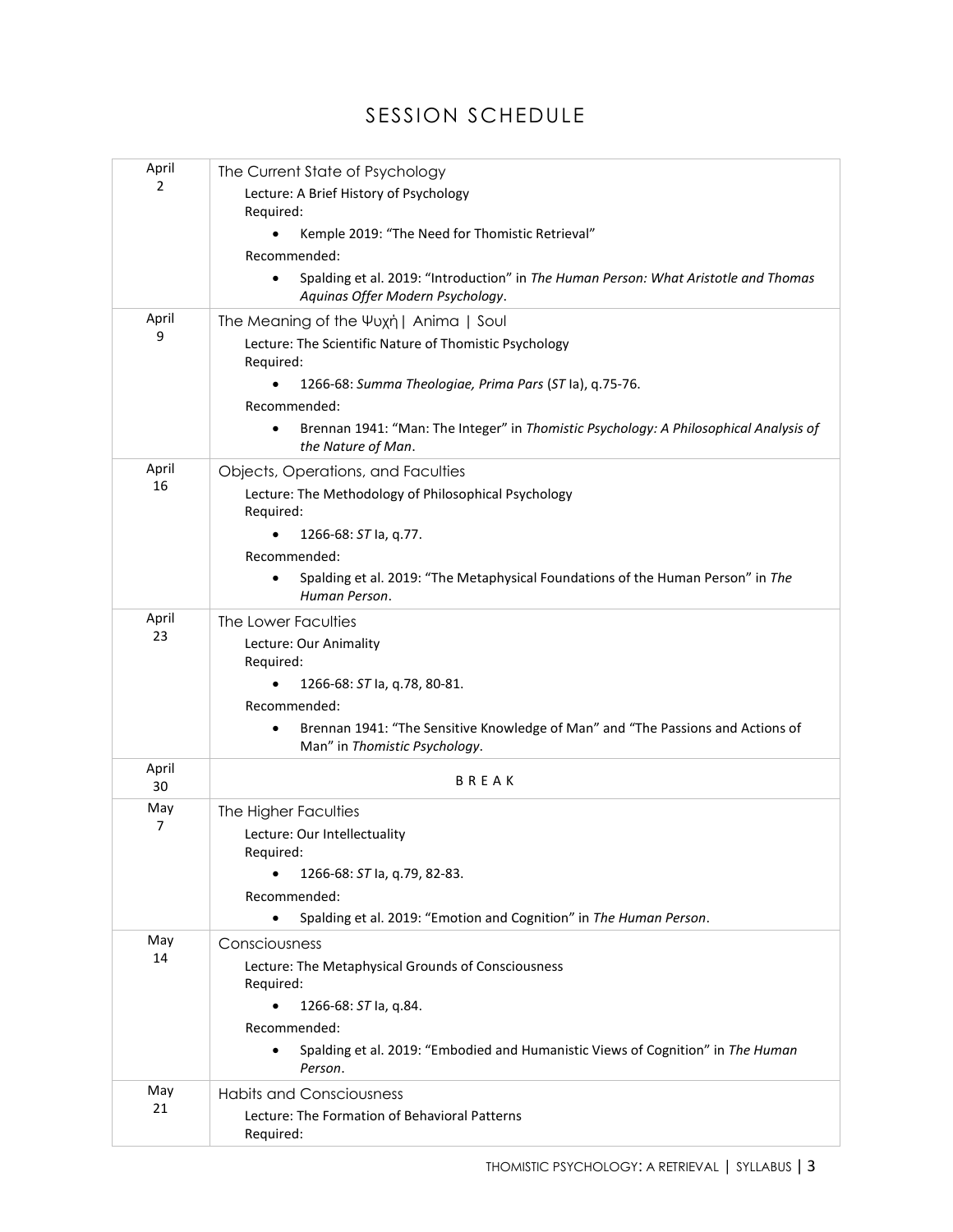## SESSION SCHEDULE

| Date | Session |
|---|---|
| April 2 | The Current State of Psychology<br>Lecture: A Brief History of Psychology<br>Required:<br>• Kemple 2019: "The Need for Thomistic Retrieval"<br>Recommended:<br>• Spalding et al. 2019: "Introduction" in *The Human Person: What Aristotle and Thomas Aquinas Offer Modern Psychology*. |
| April 9 | The Meaning of the Ψυχὴ \| Anima \| Soul<br>Lecture: The Scientific Nature of Thomistic Psychology<br>Required:<br>• 1266-68: *Summa Theologiae, Prima Pars* (*ST* Ia), q.75-76.<br>Recommended:<br>• Brennan 1941: "Man: The Integer" in *Thomistic Psychology: A Philosophical Analysis of the Nature of Man*. |
| April 16 | Objects, Operations, and Faculties<br>Lecture: The Methodology of Philosophical Psychology<br>Required:<br>• 1266-68: *ST* Ia, q.77.<br>Recommended:<br>• Spalding et al. 2019: "The Metaphysical Foundations of the Human Person" in *The Human Person*. |
| April 23 | The Lower Faculties<br>Lecture: Our Animality<br>Required:<br>• 1266-68: *ST* Ia, q.78, 80-81.<br>Recommended:<br>• Brennan 1941: "The Sensitive Knowledge of Man" and "The Passions and Actions of Man" in *Thomistic Psychology*. |
| April 30 | B R E A K |
| May 7 | The Higher Faculties<br>Lecture: Our Intellectuality<br>Required:<br>• 1266-68: *ST* Ia, q.79, 82-83.<br>Recommended:<br>• Spalding et al. 2019: "Emotion and Cognition" in *The Human Person*. |
| May 14 | Consciousness<br>Lecture: The Metaphysical Grounds of Consciousness<br>Required:<br>• 1266-68: *ST* Ia, q.84.<br>Recommended:<br>• Spalding et al. 2019: "Embodied and Humanistic Views of Cognition" in *The Human Person*. |
| May 21 | Habits and Consciousness<br>Lecture: The Formation of Behavioral Patterns<br>Required: |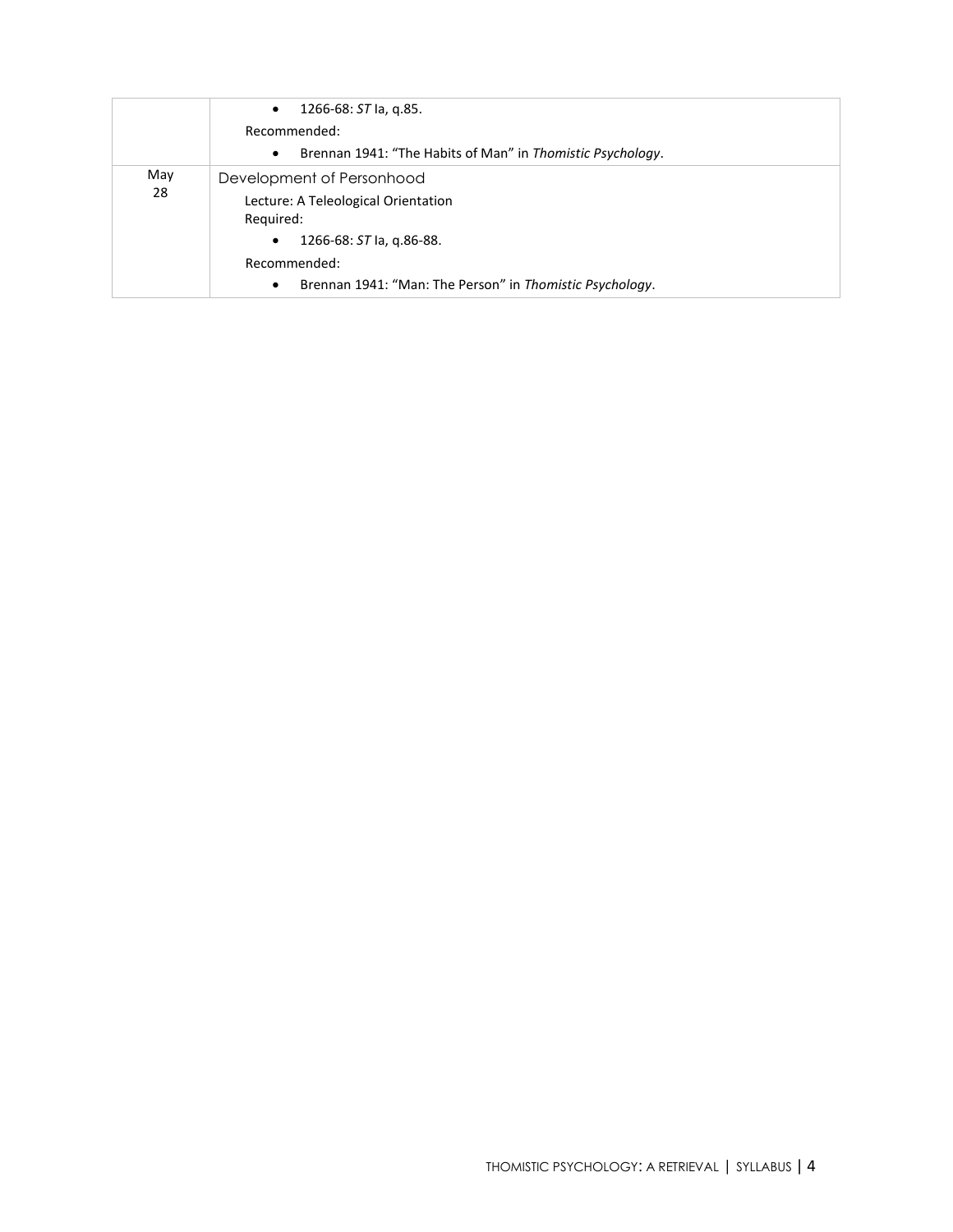| | |
|---|---|
| | • 1266-68: *ST* Ia, q.85.<br>Recommended:<br>• Brennan 1941: "The Habits of Man" in *Thomistic Psychology*. |
| May 28 | Development of Personhood<br>Lecture: A Teleological Orientation<br>Required:<br>• 1266-68: *ST* Ia, q.86-88.<br>Recommended:<br>• Brennan 1941: "Man: The Person" in *Thomistic Psychology*. |